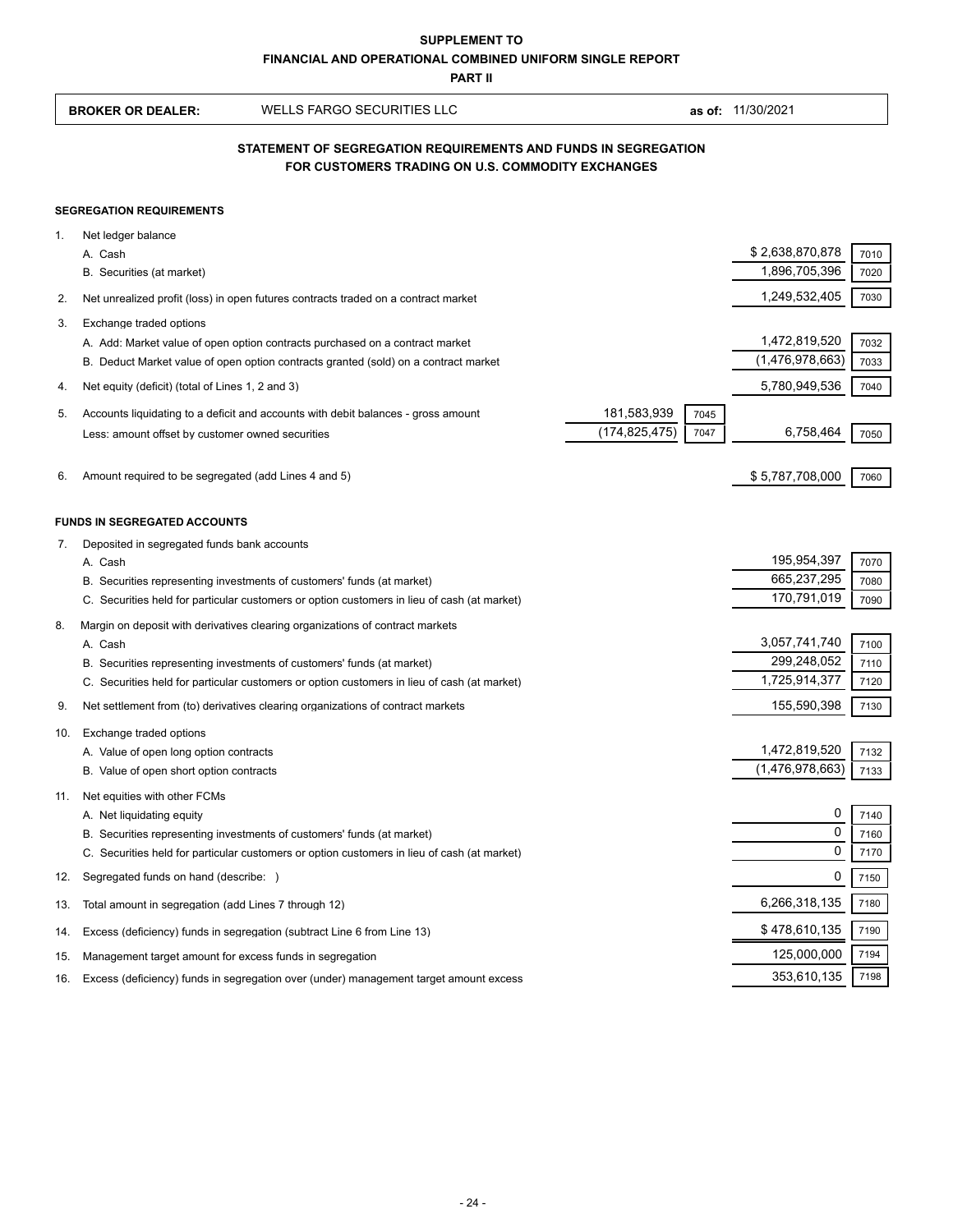**SUPPLEMENT TO**
**FINANCIAL AND OPERATIONAL COMBINED UNIFORM SINGLE REPORT**
**PART II**

**BROKER OR DEALER:** WELLS FARGO SECURITIES LLC **as of:** 11/30/2021

## STATEMENT OF SEGREGATION REQUIREMENTS AND FUNDS IN SEGREGATION FOR CUSTOMERS TRADING ON U.S. COMMODITY EXCHANGES

### SEGREGATION REQUIREMENTS

| | | | | | |
|---|---|---|---|---|---|
| 1. | Net ledger balance | | | | |
| | A. Cash | | | $ 2,638,870,878 | 7010 |
| | B. Securities (at market) | | | 1,896,705,396 | 7020 |
| 2. | Net unrealized profit (loss) in open futures contracts traded on a contract market | | | 1,249,532,405 | 7030 |
| 3. | Exchange traded options | | | | |
| | A. Add: Market value of open option contracts purchased on a contract market | | | 1,472,819,520 | 7032 |
| | B. Deduct Market value of open option contracts granted (sold) on a contract market | | | (1,476,978,663) | 7033 |
| 4. | Net equity (deficit) (total of Lines 1, 2 and 3) | | | 5,780,949,536 | 7040 |
| 5. | Accounts liquidating to a deficit and accounts with debit balances - gross amount | 181,583,939 | 7045 | | |
| | Less: amount offset by customer owned securities | (174,825,475) | 7047 | 6,758,464 | 7050 |
| 6. | Amount required to be segregated (add Lines 4 and 5) | | | $ 5,787,708,000 | 7060 |

### FUNDS IN SEGREGATED ACCOUNTS

| | | | |
|---|---|---|---|
| 7. | Deposited in segregated funds bank accounts | | |
| | A. Cash | 195,954,397 | 7070 |
| | B. Securities representing investments of customers' funds (at market) | 665,237,295 | 7080 |
| | C. Securities held for particular customers or option customers in lieu of cash (at market) | 170,791,019 | 7090 |
| 8. | Margin on deposit with derivatives clearing organizations of contract markets | | |
| | A. Cash | 3,057,741,740 | 7100 |
| | B. Securities representing investments of customers' funds (at market) | 299,248,052 | 7110 |
| | C. Securities held for particular customers or option customers in lieu of cash (at market) | 1,725,914,377 | 7120 |
| 9. | Net settlement from (to) derivatives clearing organizations of contract markets | 155,590,398 | 7130 |
| 10. | Exchange traded options | | |
| | A. Value of open long option contracts | 1,472,819,520 | 7132 |
| | B. Value of open short option contracts | (1,476,978,663) | 7133 |
| 11. | Net equities with other FCMs | | |
| | A. Net liquidating equity | 0 | 7140 |
| | B. Securities representing investments of customers' funds (at market) | 0 | 7160 |
| | C. Securities held for particular customers or option customers in lieu of cash (at market) | 0 | 7170 |
| 12. | Segregated funds on hand (describe: ) | 0 | 7150 |
| 13. | Total amount in segregation (add Lines 7 through 12) | 6,266,318,135 | 7180 |
| 14. | Excess (deficiency) funds in segregation (subtract Line 6 from Line 13) | $ 478,610,135 | 7190 |
| 15. | Management target amount for excess funds in segregation | 125,000,000 | 7194 |
| 16. | Excess (deficiency) funds in segregation over (under) management target amount excess | 353,610,135 | 7198 |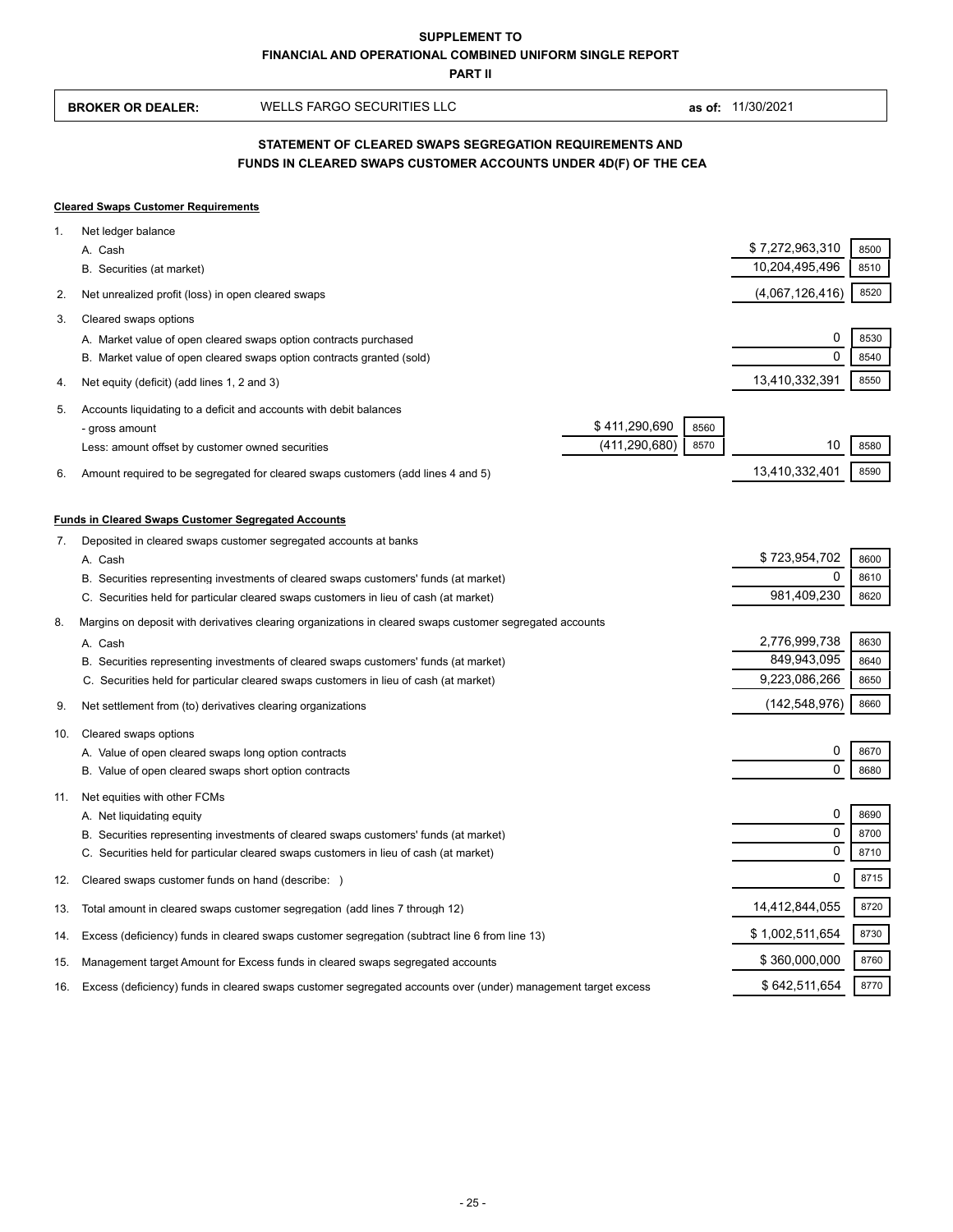**SUPPLEMENT TO**

**FINANCIAL AND OPERATIONAL COMBINED UNIFORM SINGLE REPORT**

**PART II**

| **BROKER OR DEALER:** | WELLS FARGO SECURITIES LLC | **as of:** 11/30/2021 |
|---|---|---|

## STATEMENT OF CLEARED SWAPS SEGREGATION REQUIREMENTS AND FUNDS IN CLEARED SWAPS CUSTOMER ACCOUNTS UNDER 4D(F) OF THE CEA

**Cleared Swaps Customer Requirements**

| | | | | | |
|---|---|---|---|---|---|
| 1. | Net ledger balance | | | | |
| | A. Cash | | | $ 7,272,963,310 | 8500 |
| | B. Securities (at market) | | | 10,204,495,496 | 8510 |
| 2. | Net unrealized profit (loss) in open cleared swaps | | | (4,067,126,416) | 8520 |
| 3. | Cleared swaps options | | | | |
| | A. Market value of open cleared swaps option contracts purchased | | | 0 | 8530 |
| | B. Market value of open cleared swaps option contracts granted (sold) | | | 0 | 8540 |
| 4. | Net equity (deficit) (add lines 1, 2 and 3) | | | 13,410,332,391 | 8550 |
| 5. | Accounts liquidating to a deficit and accounts with debit balances | | | | |
| | - gross amount | $ 411,290,690 | 8560 | | |
| | Less: amount offset by customer owned securities | (411,290,680) | 8570 | 10 | 8580 |
| 6. | Amount required to be segregated for cleared swaps customers (add lines 4 and 5) | | | 13,410,332,401 | 8590 |

**Funds in Cleared Swaps Customer Segregated Accounts**

| | | | |
|---|---|---|---|
| 7. | Deposited in cleared swaps customer segregated accounts at banks | | |
| | A. Cash | $ 723,954,702 | 8600 |
| | B. Securities representing investments of cleared swaps customers' funds (at market) | 0 | 8610 |
| | C. Securities held for particular cleared swaps customers in lieu of cash (at market) | 981,409,230 | 8620 |
| 8. | Margins on deposit with derivatives clearing organizations in cleared swaps customer segregated accounts | | |
| | A. Cash | 2,776,999,738 | 8630 |
| | B. Securities representing investments of cleared swaps customers' funds (at market) | 849,943,095 | 8640 |
| | C. Securities held for particular cleared swaps customers in lieu of cash (at market) | 9,223,086,266 | 8650 |
| 9. | Net settlement from (to) derivatives clearing organizations | (142,548,976) | 8660 |
| 10. | Cleared swaps options | | |
| | A. Value of open cleared swaps long option contracts | 0 | 8670 |
| | B. Value of open cleared swaps short option contracts | 0 | 8680 |
| 11. | Net equities with other FCMs | | |
| | A. Net liquidating equity | 0 | 8690 |
| | B. Securities representing investments of cleared swaps customers' funds (at market) | 0 | 8700 |
| | C. Securities held for particular cleared swaps customers in lieu of cash (at market) | 0 | 8710 |
| 12. | Cleared swaps customer funds on hand (describe: ) | 0 | 8715 |
| 13. | Total amount in cleared swaps customer segregation (add lines 7 through 12) | 14,412,844,055 | 8720 |
| 14. | Excess (deficiency) funds in cleared swaps customer segregation (subtract line 6 from line 13) | $ 1,002,511,654 | 8730 |
| 15. | Management target Amount for Excess funds in cleared swaps segregated accounts | $ 360,000,000 | 8760 |
| 16. | Excess (deficiency) funds in cleared swaps customer segregated accounts over (under) management target excess | $ 642,511,654 | 8770 |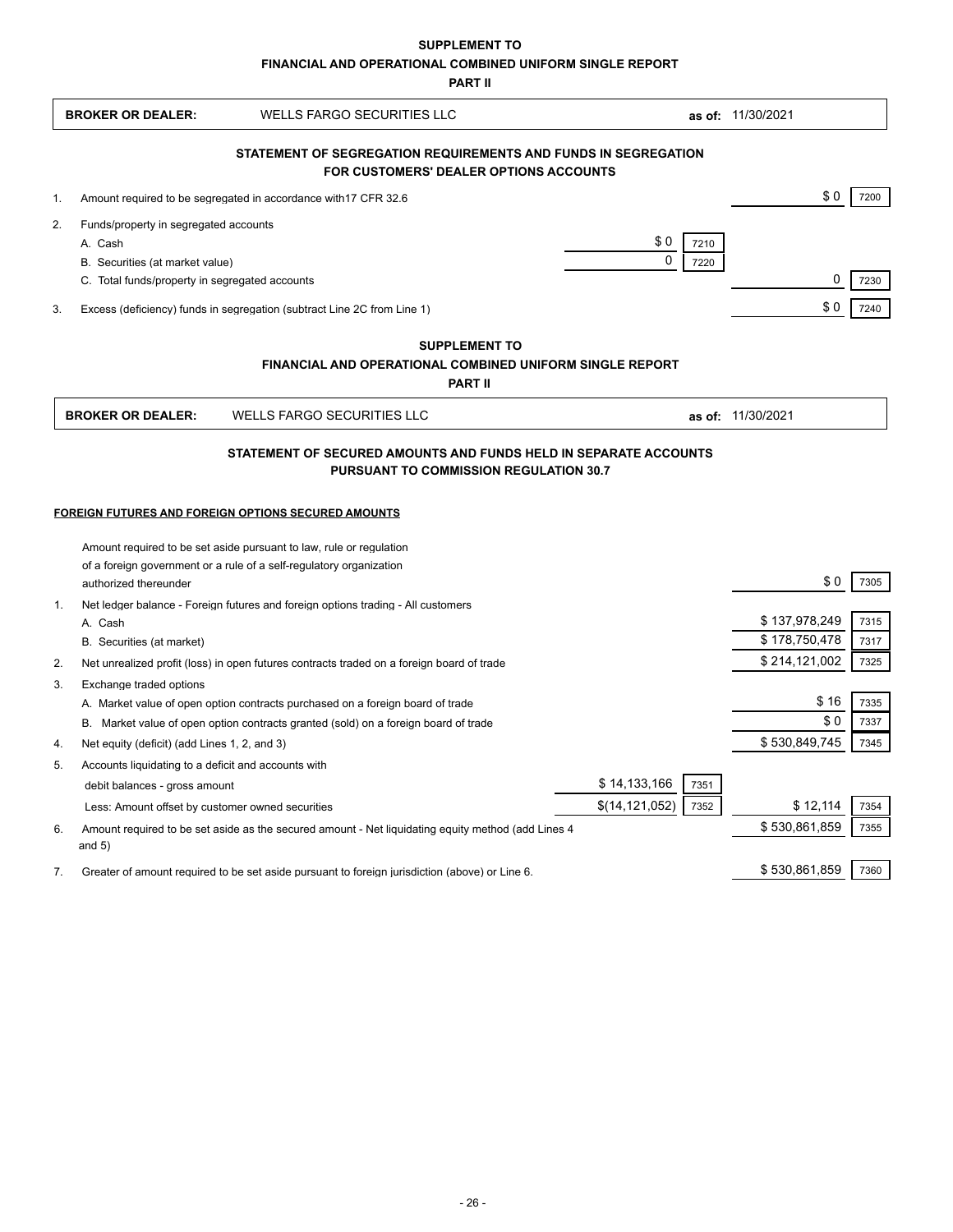**SUPPLEMENT TO**

**FINANCIAL AND OPERATIONAL COMBINED UNIFORM SINGLE REPORT**

**PART II**

**BROKER OR DEALER:** WELLS FARGO SECURITIES LLC **as of:** 11/30/2021

## STATEMENT OF SEGREGATION REQUIREMENTS AND FUNDS IN SEGREGATION FOR CUSTOMERS' DEALER OPTIONS ACCOUNTS

| | | | | | |
|---|---|---|---|---|---|
| 1. | Amount required to be segregated in accordance with17 CFR 32.6 | | | $ 0 | 7200 |
| 2. | Funds/property in segregated accounts | | | | |
| | A. Cash | $ 0 | 7210 | | |
| | B. Securities (at market value) | 0 | 7220 | | |
| | C. Total funds/property in segregated accounts | | | 0 | 7230 |
| 3. | Excess (deficiency) funds in segregation (subtract Line 2C from Line 1) | | | $ 0 | 7240 |

**SUPPLEMENT TO**

**FINANCIAL AND OPERATIONAL COMBINED UNIFORM SINGLE REPORT**

**PART II**

**BROKER OR DEALER:** WELLS FARGO SECURITIES LLC **as of:** 11/30/2021

## STATEMENT OF SECURED AMOUNTS AND FUNDS HELD IN SEPARATE ACCOUNTS PURSUANT TO COMMISSION REGULATION 30.7

**FOREIGN FUTURES AND FOREIGN OPTIONS SECURED AMOUNTS**

| | | | | | |
|---|---|---|---|---|---|
| | Amount required to be set aside pursuant to law, rule or regulation of a foreign government or a rule of a self-regulatory organization authorized thereunder | | | $ 0 | 7305 |
| 1. | Net ledger balance - Foreign futures and foreign options trading - All customers | | | | |
| | A. Cash | | | $ 137,978,249 | 7315 |
| | B. Securities (at market) | | | $ 178,750,478 | 7317 |
| 2. | Net unrealized profit (loss) in open futures contracts traded on a foreign board of trade | | | $ 214,121,002 | 7325 |
| 3. | Exchange traded options | | | | |
| | A. Market value of open option contracts purchased on a foreign board of trade | | | $ 16 | 7335 |
| | B. Market value of open option contracts granted (sold) on a foreign board of trade | | | $ 0 | 7337 |
| 4. | Net equity (deficit) (add Lines 1, 2, and 3) | | | $ 530,849,745 | 7345 |
| 5. | Accounts liquidating to a deficit and accounts with | | | | |
| | debit balances - gross amount | $ 14,133,166 | 7351 | | |
| | Less: Amount offset by customer owned securities | $(14,121,052) | 7352 | $ 12,114 | 7354 |
| 6. | Amount required to be set aside as the secured amount - Net liquidating equity method (add Lines 4 and 5) | | | $ 530,861,859 | 7355 |
| 7. | Greater of amount required to be set aside pursuant to foreign jurisdiction (above) or Line 6. | | | $ 530,861,859 | 7360 |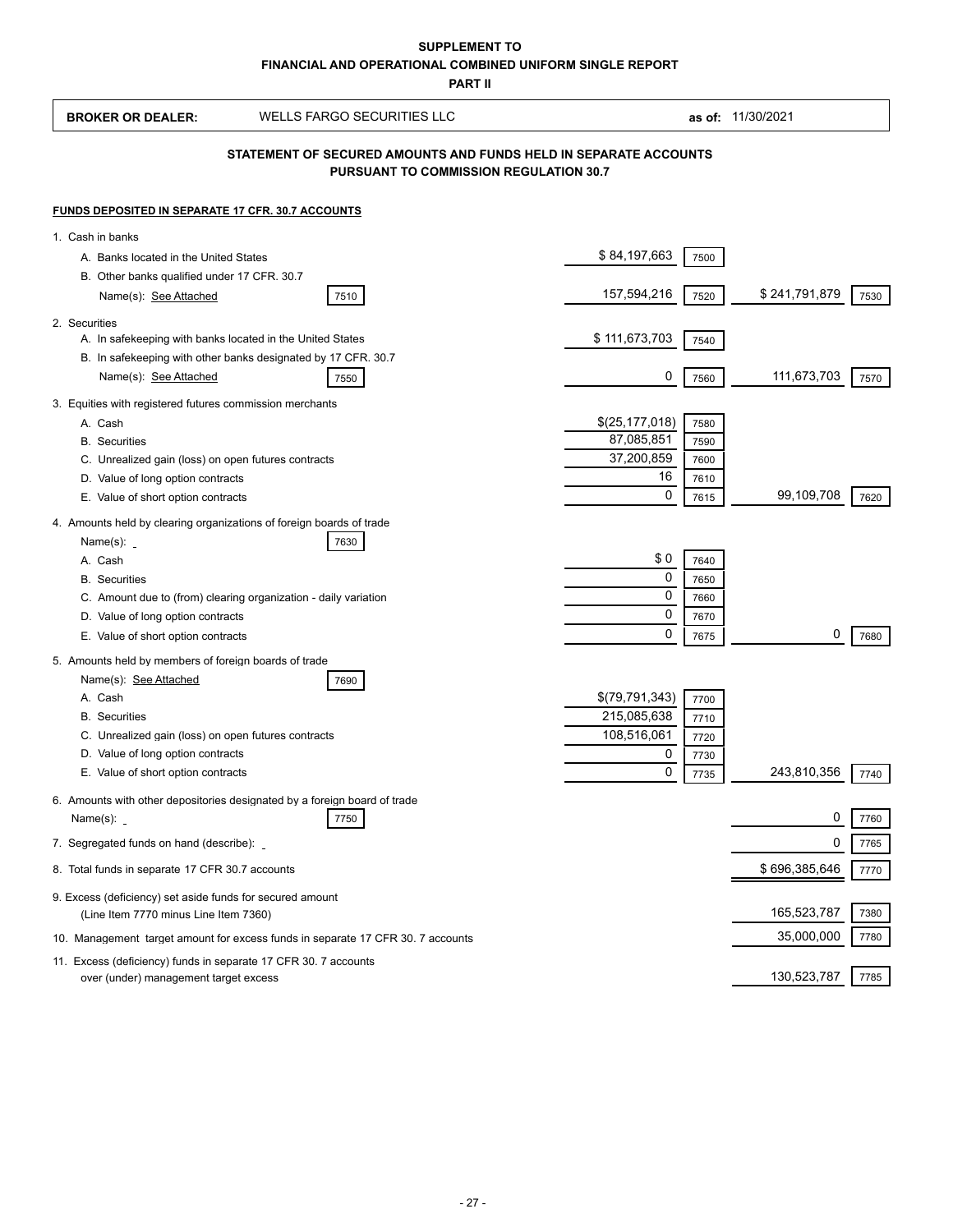**SUPPLEMENT TO**
**FINANCIAL AND OPERATIONAL COMBINED UNIFORM SINGLE REPORT**
**PART II**

**BROKER OR DEALER:** WELLS FARGO SECURITIES LLC **as of:** 11/30/2021

## STATEMENT OF SECURED AMOUNTS AND FUNDS HELD IN SEPARATE ACCOUNTS PURSUANT TO COMMISSION REGULATION 30.7

**FUNDS DEPOSITED IN SEPARATE 17 CFR. 30.7 ACCOUNTS**

| | | | | |
|---|---|---|---|---|
| 1. Cash in banks | | | | |
| A. Banks located in the United States | $ 84,197,663 | 7500 | | |
| B. Other banks qualified under 17 CFR. 30.7 Name(s): See Attached [7510] | 157,594,216 | 7520 | $ 241,791,879 | 7530 |
| 2. Securities | | | | |
| A. In safekeeping with banks located in the United States | $ 111,673,703 | 7540 | | |
| B. In safekeeping with other banks designated by 17 CFR. 30.7 Name(s): See Attached [7550] | 0 | 7560 | 111,673,703 | 7570 |
| 3. Equities with registered futures commission merchants | | | | |
| A. Cash | $(25,177,018) | 7580 | | |
| B. Securities | 87,085,851 | 7590 | | |
| C. Unrealized gain (loss) on open futures contracts | 37,200,859 | 7600 | | |
| D. Value of long option contracts | 16 | 7610 | | |
| E. Value of short option contracts | 0 | 7615 | 99,109,708 | 7620 |
| 4. Amounts held by clearing organizations of foreign boards of trade Name(s): [7630] | | | | |
| A. Cash | $ 0 | 7640 | | |
| B. Securities | 0 | 7650 | | |
| C. Amount due to (from) clearing organization - daily variation | 0 | 7660 | | |
| D. Value of long option contracts | 0 | 7670 | | |
| E. Value of short option contracts | 0 | 7675 | 0 | 7680 |
| 5. Amounts held by members of foreign boards of trade Name(s): See Attached [7690] | | | | |
| A. Cash | $(79,791,343) | 7700 | | |
| B. Securities | 215,085,638 | 7710 | | |
| C. Unrealized gain (loss) on open futures contracts | 108,516,061 | 7720 | | |
| D. Value of long option contracts | 0 | 7730 | | |
| E. Value of short option contracts | 0 | 7735 | 243,810,356 | 7740 |
| 6. Amounts with other depositories designated by a foreign board of trade Name(s): [7750] | | | 0 | 7760 |
| 7. Segregated funds on hand (describe): | | | 0 | 7765 |
| 8. Total funds in separate 17 CFR 30.7 accounts | | | $ 696,385,646 | 7770 |
| 9. Excess (deficiency) set aside funds for secured amount (Line Item 7770 minus Line Item 7360) | | | 165,523,787 | 7380 |
| 10. Management target amount for excess funds in separate 17 CFR 30.7 accounts | | | 35,000,000 | 7780 |
| 11. Excess (deficiency) funds in separate 17 CFR 30. 7 accounts over (under) management target excess | | | 130,523,787 | 7785 |